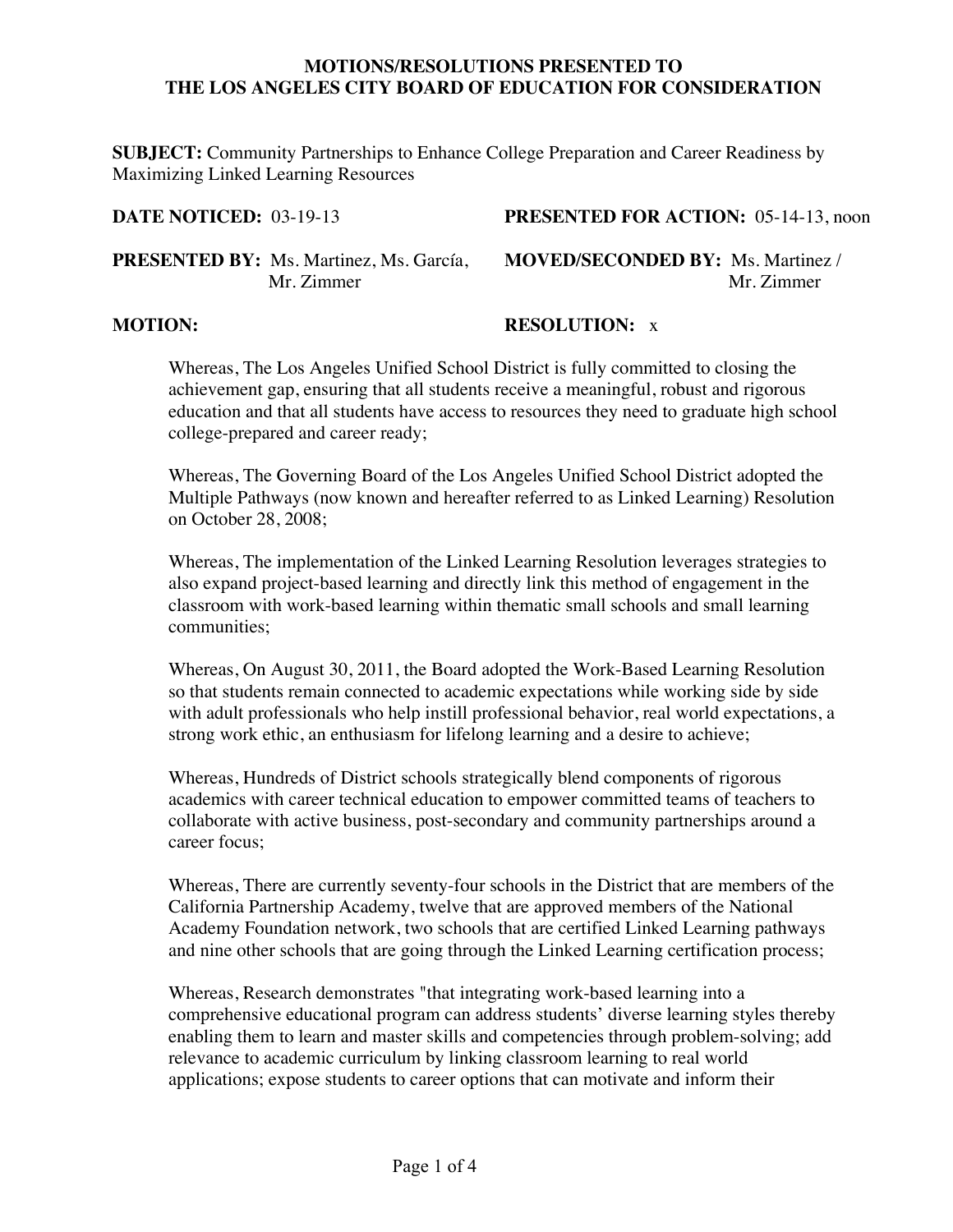**MOTIONS/RESOLUTIONS PRESENTED TO**
**THE LOS ANGELES CITY BOARD OF EDUCATION FOR CONSIDERATION**

**SUBJECT:** Community Partnerships to Enhance College Preparation and Career Readiness by Maximizing Linked Learning Resources

**DATE NOTICED:** 03-19-13

**PRESENTED FOR ACTION:** 05-14-13, noon

**PRESENTED BY:** Ms. Martinez, Ms. García, Mr. Zimmer

**MOVED/SECONDED BY:** Ms. Martinez / Mr. Zimmer

**MOTION:**

**RESOLUTION:** x

Whereas, The Los Angeles Unified School District is fully committed to closing the achievement gap, ensuring that all students receive a meaningful, robust and rigorous education and that all students have access to resources they need to graduate high school college-prepared and career ready;

Whereas, The Governing Board of the Los Angeles Unified School District adopted the Multiple Pathways (now known and hereafter referred to as Linked Learning) Resolution on October 28, 2008;

Whereas, The implementation of the Linked Learning Resolution leverages strategies to also expand project-based learning and directly link this method of engagement in the classroom with work-based learning within thematic small schools and small learning communities;

Whereas, On August 30, 2011, the Board adopted the Work-Based Learning Resolution so that students remain connected to academic expectations while working side by side with adult professionals who help instill professional behavior, real world expectations, a strong work ethic, an enthusiasm for lifelong learning and a desire to achieve;

Whereas, Hundreds of District schools strategically blend components of rigorous academics with career technical education to empower committed teams of teachers to collaborate with active business, post-secondary and community partnerships around a career focus;

Whereas, There are currently seventy-four schools in the District that are members of the California Partnership Academy, twelve that are approved members of the National Academy Foundation network, two schools that are certified Linked Learning pathways and nine other schools that are going through the Linked Learning certification process;

Whereas, Research demonstrates "that integrating work-based learning into a comprehensive educational program can address students' diverse learning styles thereby enabling them to learn and master skills and competencies through problem-solving; add relevance to academic curriculum by linking classroom learning to real world applications; expose students to career options that can motivate and inform their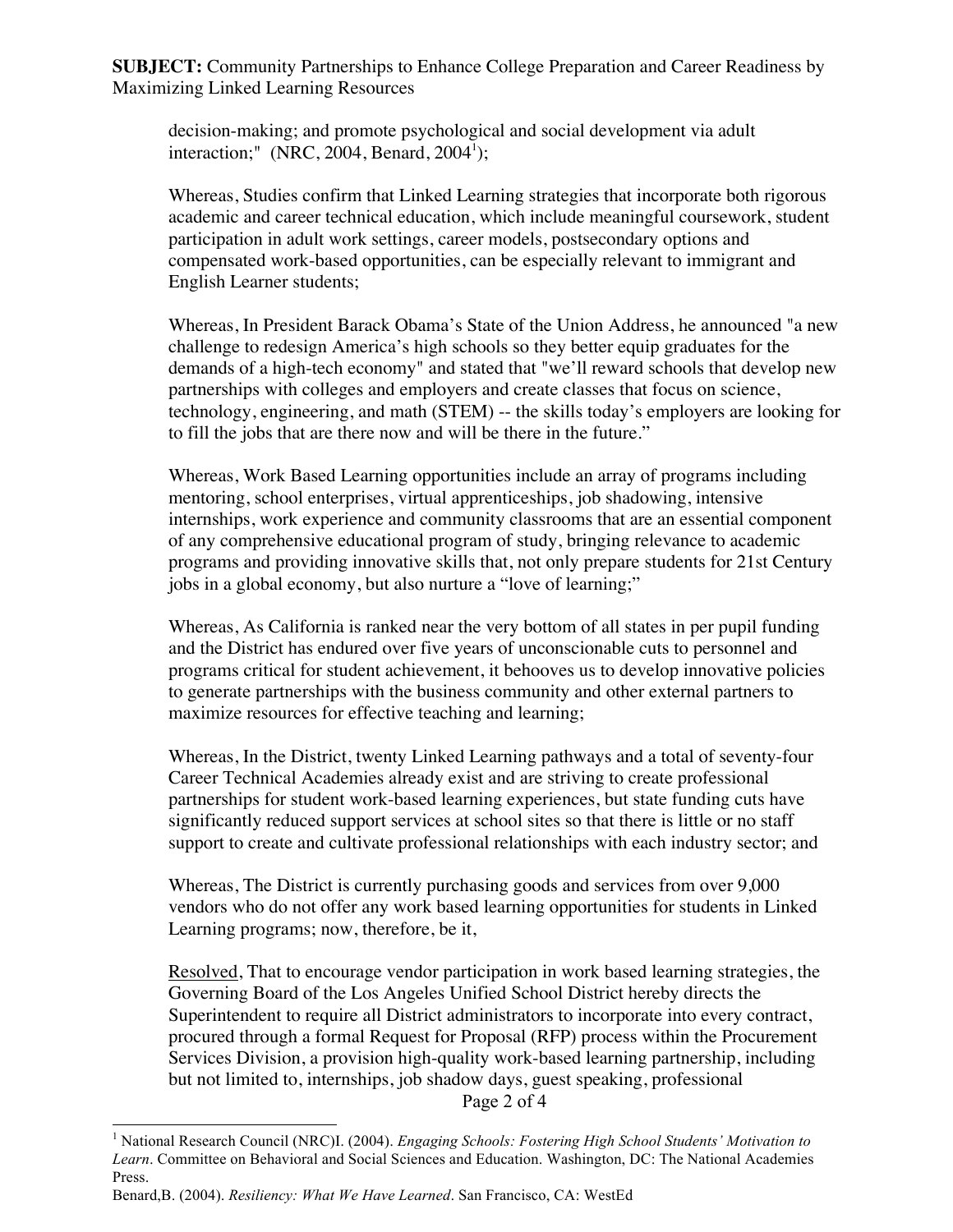decision-making; and promote psychological and social development via adult interaction;" (NRC, 2004, Benard, 2004[1]);

Whereas, Studies confirm that Linked Learning strategies that incorporate both rigorous academic and career technical education, which include meaningful coursework, student participation in adult work settings, career models, postsecondary options and compensated work-based opportunities, can be especially relevant to immigrant and English Learner students;

Whereas, In President Barack Obama's State of the Union Address, he announced "a new challenge to redesign America's high schools so they better equip graduates for the demands of a high-tech economy" and stated that "we'll reward schools that develop new partnerships with colleges and employers and create classes that focus on science, technology, engineering, and math (STEM) -- the skills today's employers are looking for to fill the jobs that are there now and will be there in the future."

Whereas, Work Based Learning opportunities include an array of programs including mentoring, school enterprises, virtual apprenticeships, job shadowing, intensive internships, work experience and community classrooms that are an essential component of any comprehensive educational program of study, bringing relevance to academic programs and providing innovative skills that, not only prepare students for 21st Century jobs in a global economy, but also nurture a "love of learning;"

Whereas, As California is ranked near the very bottom of all states in per pupil funding and the District has endured over five years of unconscionable cuts to personnel and programs critical for student achievement, it behooves us to develop innovative policies to generate partnerships with the business community and other external partners to maximize resources for effective teaching and learning;

Whereas, In the District, twenty Linked Learning pathways and a total of seventy-four Career Technical Academies already exist and are striving to create professional partnerships for student work-based learning experiences, but state funding cuts have significantly reduced support services at school sites so that there is little or no staff support to create and cultivate professional relationships with each industry sector; and

Whereas, The District is currently purchasing goods and services from over 9,000 vendors who do not offer any work based learning opportunities for students in Linked Learning programs; now, therefore, be it,

Resolved, That to encourage vendor participation in work based learning strategies, the Governing Board of the Los Angeles Unified School District hereby directs the Superintendent to require all District administrators to incorporate into every contract, procured through a formal Request for Proposal (RFP) process within the Procurement Services Division, a provision high-quality work-based learning partnership, including but not limited to, internships, job shadow days, guest speaking, professional

---

[1] National Research Council (NRC)I. (2004). *Engaging Schools: Fostering High School Students' Motivation to Learn*. Committee on Behavioral and Social Sciences and Education. Washington, DC: The National Academies Press.

Benard,B. (2004). *Resiliency: What We Have Learned*. San Francisco, CA: WestEd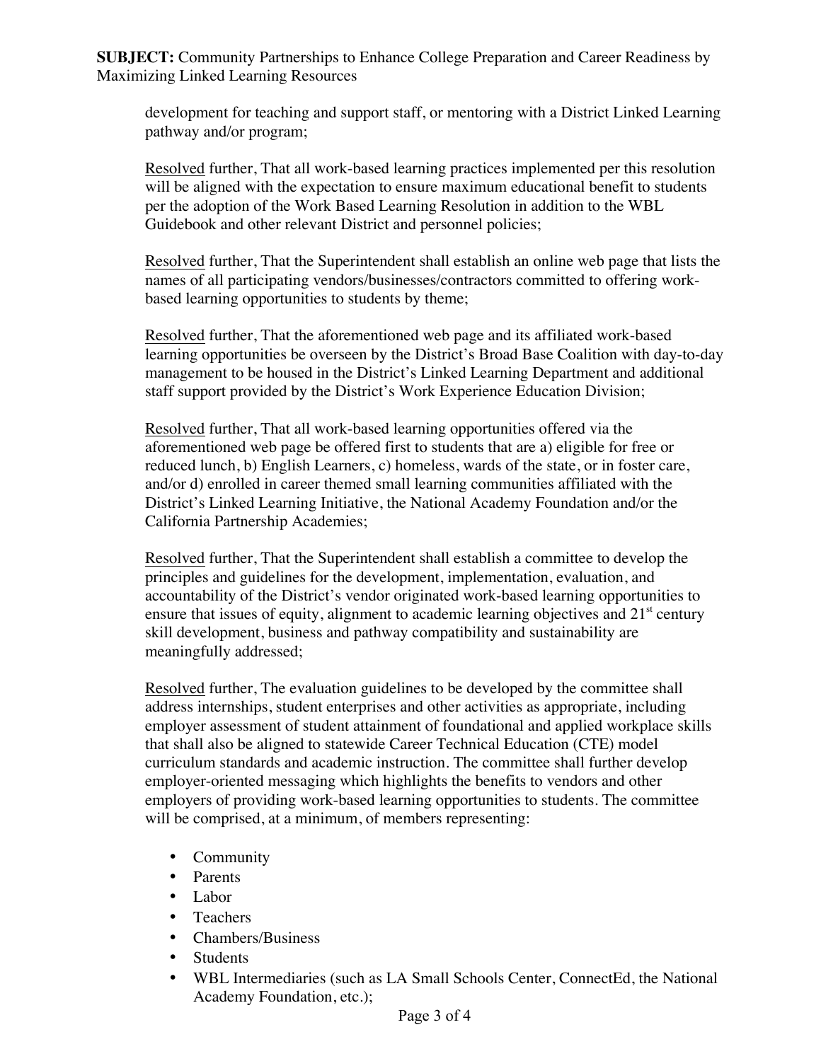development for teaching and support staff, or mentoring with a District Linked Learning pathway and/or program;

Resolved further, That all work-based learning practices implemented per this resolution will be aligned with the expectation to ensure maximum educational benefit to students per the adoption of the Work Based Learning Resolution in addition to the WBL Guidebook and other relevant District and personnel policies;

Resolved further, That the Superintendent shall establish an online web page that lists the names of all participating vendors/businesses/contractors committed to offering work-based learning opportunities to students by theme;

Resolved further, That the aforementioned web page and its affiliated work-based learning opportunities be overseen by the District's Broad Base Coalition with day-to-day management to be housed in the District's Linked Learning Department and additional staff support provided by the District's Work Experience Education Division;

Resolved further, That all work-based learning opportunities offered via the aforementioned web page be offered first to students that are a) eligible for free or reduced lunch, b) English Learners, c) homeless, wards of the state, or in foster care, and/or d) enrolled in career themed small learning communities affiliated with the District's Linked Learning Initiative, the National Academy Foundation and/or the California Partnership Academies;

Resolved further, That the Superintendent shall establish a committee to develop the principles and guidelines for the development, implementation, evaluation, and accountability of the District's vendor originated work-based learning opportunities to ensure that issues of equity, alignment to academic learning objectives and 21st century skill development, business and pathway compatibility and sustainability are meaningfully addressed;

Resolved further, The evaluation guidelines to be developed by the committee shall address internships, student enterprises and other activities as appropriate, including employer assessment of student attainment of foundational and applied workplace skills that shall also be aligned to statewide Career Technical Education (CTE) model curriculum standards and academic instruction. The committee shall further develop employer-oriented messaging which highlights the benefits to vendors and other employers of providing work-based learning opportunities to students. The committee will be comprised, at a minimum, of members representing:

- Community
- Parents
- Labor
- Teachers
- Chambers/Business
- Students
- WBL Intermediaries (such as LA Small Schools Center, ConnectEd, the National Academy Foundation, etc.);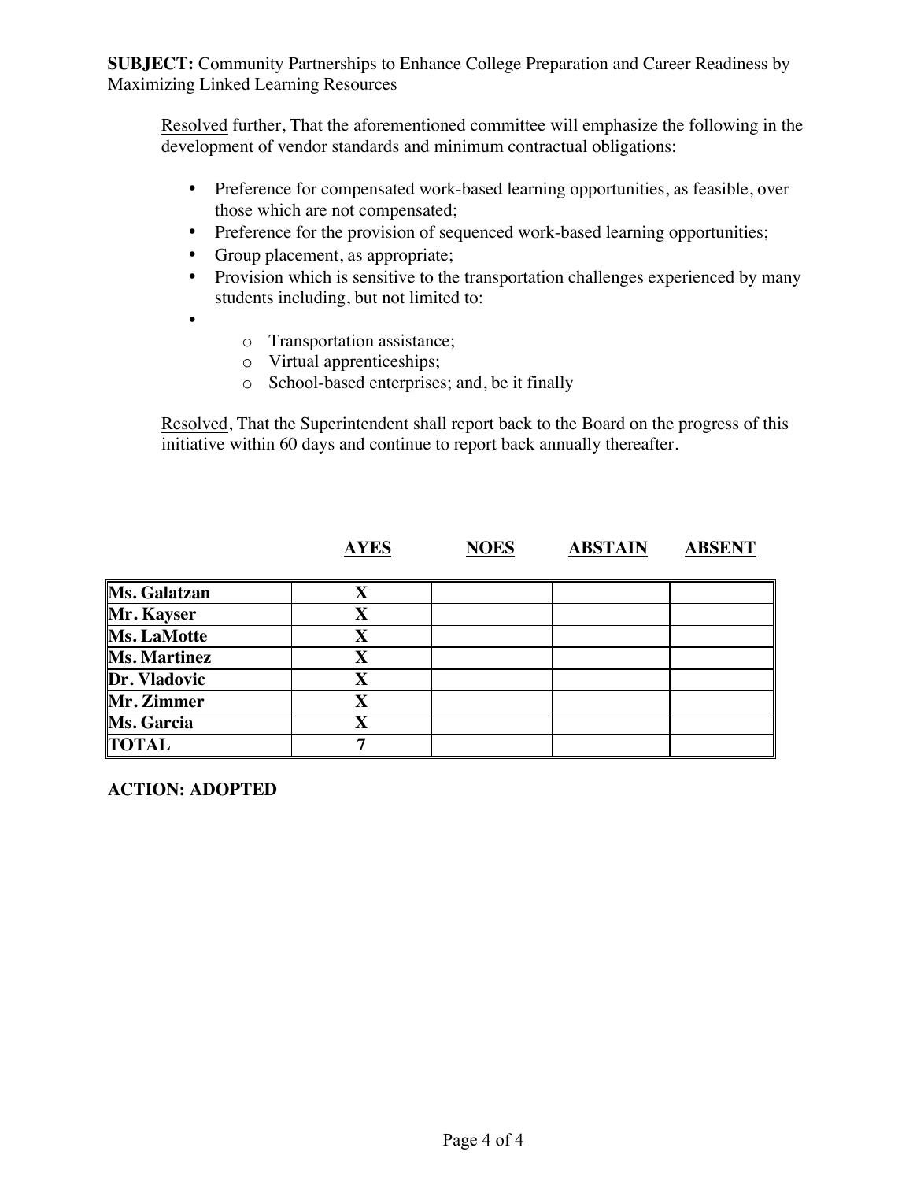**SUBJECT:** Community Partnerships to Enhance College Preparation and Career Readiness by Maximizing Linked Learning Resources

Resolved further, That the aforementioned committee will emphasize the following in the development of vendor standards and minimum contractual obligations:

- Preference for compensated work-based learning opportunities, as feasible, over those which are not compensated;
- Preference for the provision of sequenced work-based learning opportunities;
- Group placement, as appropriate;
- Provision which is sensitive to the transportation challenges experienced by many students including, but not limited to:
- 
    - Transportation assistance;
    - Virtual apprenticeships;
    - School-based enterprises; and, be it finally

Resolved, That the Superintendent shall report back to the Board on the progress of this initiative within 60 days and continue to report back annually thereafter.

| | AYES | NOES | ABSTAIN | ABSENT |
|---|---|---|---|---|
| **Ms. Galatzan** | X | | | |
| **Mr. Kayser** | X | | | |
| **Ms. LaMotte** | X | | | |
| **Ms. Martinez** | X | | | |
| **Dr. Vladovic** | X | | | |
| **Mr. Zimmer** | X | | | |
| **Ms. Garcia** | X | | | |
| **TOTAL** | 7 | | | |

**ACTION: ADOPTED**